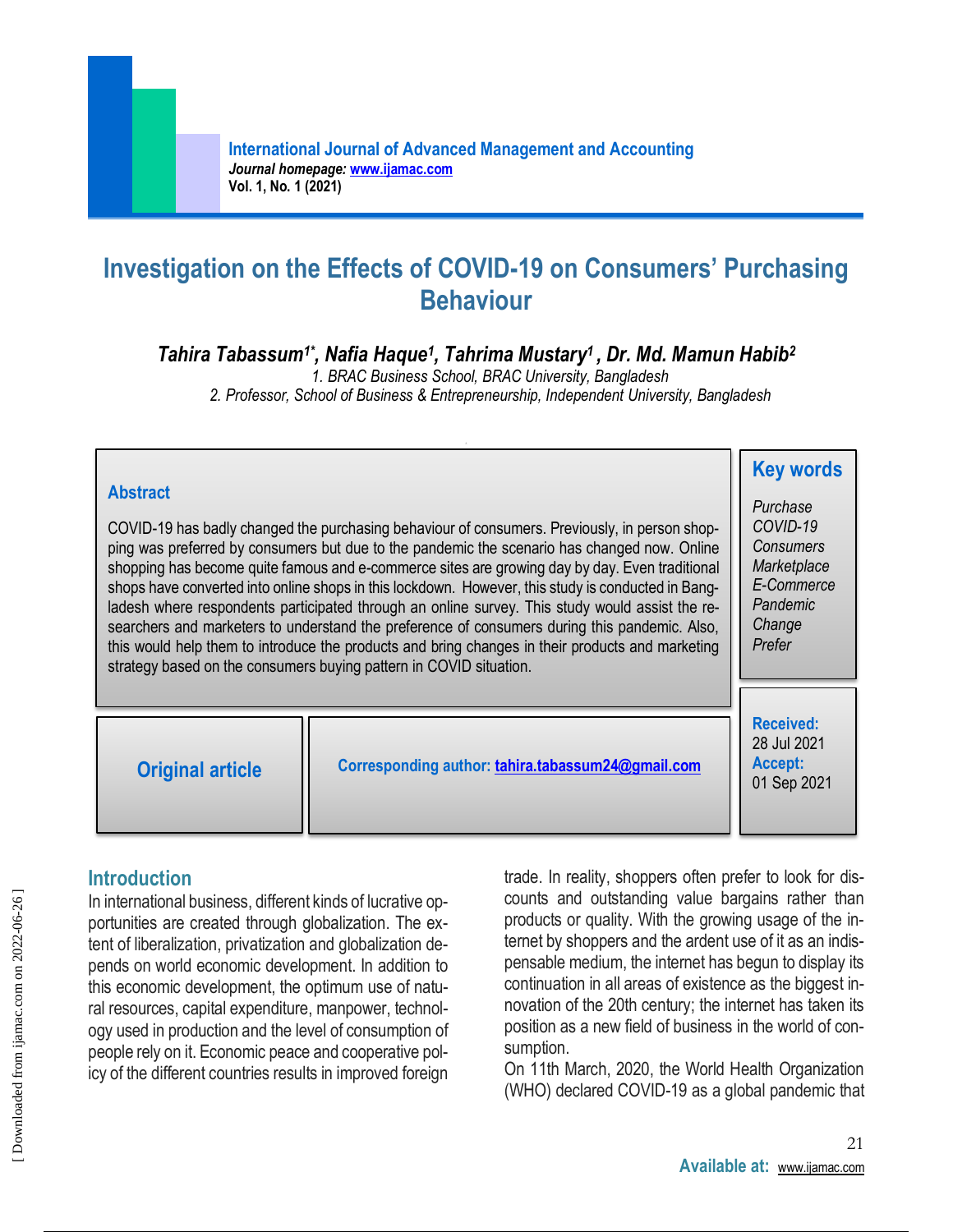# Investigation on the Effects of COVID-19 on Consumers' Purchasing Behaviour

***Tahira Tabassum[1*], Nafia Haque[1], Tahrima Mustary[1], Dr. Md. Mamun Habib[2]***

*1. BRAC Business School, BRAC University, Bangladesh*

*2. Professor, School of Business & Entrepreneurship, Independent University, Bangladesh*

## Abstract

COVID-19 has badly changed the purchasing behaviour of consumers. Previously, in person shopping was preferred by consumers but due to the pandemic the scenario has changed now. Online shopping has become quite famous and e-commerce sites are growing day by day. Even traditional shops have converted into online shops in this lockdown. However, this study is conducted in Bangladesh where respondents participated through an online survey. This study would assist the researchers and marketers to understand the preference of consumers during this pandemic. Also, this would help them to introduce the products and bring changes in their products and marketing strategy based on the consumers buying pattern in COVID situation.

**Key words**

*Purchase*
*COVID-19*
*Consumers*
*Marketplace*
*E-Commerce*
*Pandemic*
*Change*
*Prefer*

**Original article**

**Corresponding author:** tahira.tabassum24@gmail.com

**Received:** 28 Jul 2021
**Accept:** 01 Sep 2021

## Introduction

In international business, different kinds of lucrative opportunities are created through globalization. The extent of liberalization, privatization and globalization depends on world economic development. In addition to this economic development, the optimum use of natural resources, capital expenditure, manpower, technology used in production and the level of consumption of people rely on it. Economic peace and cooperative policy of the different countries results in improved foreign trade. In reality, shoppers often prefer to look for discounts and outstanding value bargains rather than products or quality. With the growing usage of the internet by shoppers and the ardent use of it as an indispensable medium, the internet has begun to display its continuation in all areas of existence as the biggest innovation of the 20th century; the internet has taken its position as a new field of business in the world of consumption.

On 11th March, 2020, the World Health Organization (WHO) declared COVID-19 as a global pandemic that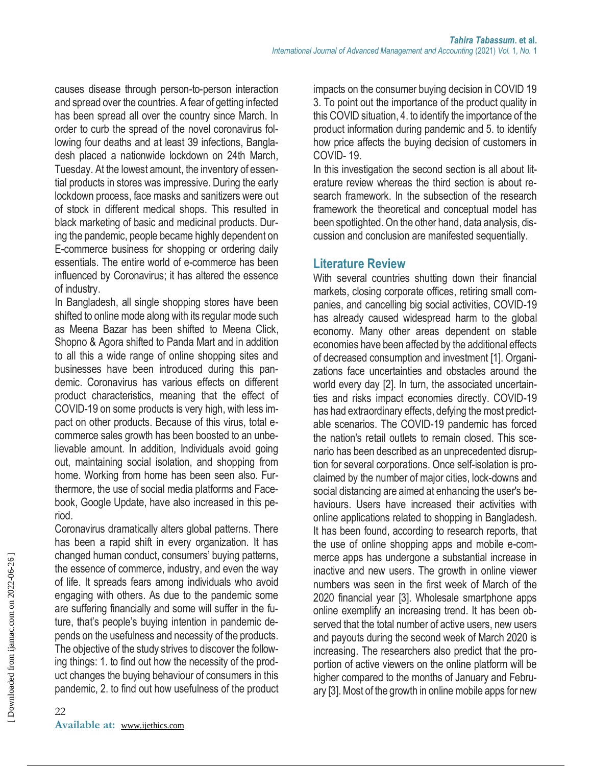causes disease through person-to-person interaction and spread over the countries. A fear of getting infected has been spread all over the country since March. In order to curb the spread of the novel coronavirus following four deaths and at least 39 infections, Bangladesh placed a nationwide lockdown on 24th March, Tuesday. At the lowest amount, the inventory of essential products in stores was impressive. During the early lockdown process, face masks and sanitizers were out of stock in different medical shops. This resulted in black marketing of basic and medicinal products. During the pandemic, people became highly dependent on E-commerce business for shopping or ordering daily essentials. The entire world of e-commerce has been influenced by Coronavirus; it has altered the essence of industry.

In Bangladesh, all single shopping stores have been shifted to online mode along with its regular mode such as Meena Bazar has been shifted to Meena Click, Shopno & Agora shifted to Panda Mart and in addition to all this a wide range of online shopping sites and businesses have been introduced during this pandemic. Coronavirus has various effects on different product characteristics, meaning that the effect of COVID-19 on some products is very high, with less impact on other products. Because of this virus, total e-commerce sales growth has been boosted to an unbelievable amount. In addition, Individuals avoid going out, maintaining social isolation, and shopping from home. Working from home has been seen also. Furthermore, the use of social media platforms and Facebook, Google Update, have also increased in this period.

Coronavirus dramatically alters global patterns. There has been a rapid shift in every organization. It has changed human conduct, consumers' buying patterns, the essence of commerce, industry, and even the way of life. It spreads fears among individuals who avoid engaging with others. As due to the pandemic some are suffering financially and some will suffer in the future, that's people's buying intention in pandemic depends on the usefulness and necessity of the products. The objective of the study strives to discover the following things: 1. to find out how the necessity of the product changes the buying behaviour of consumers in this pandemic, 2. to find out how usefulness of the product impacts on the consumer buying decision in COVID 19 3. To point out the importance of the product quality in this COVID situation, 4. to identify the importance of the product information during pandemic and 5. to identify how price affects the buying decision of customers in COVID- 19.

In this investigation the second section is all about literature review whereas the third section is about research framework. In the subsection of the research framework the theoretical and conceptual model has been spotlighted. On the other hand, data analysis, discussion and conclusion are manifested sequentially.

## Literature Review

With several countries shutting down their financial markets, closing corporate offices, retiring small companies, and cancelling big social activities, COVID-19 has already caused widespread harm to the global economy. Many other areas dependent on stable economies have been affected by the additional effects of decreased consumption and investment [1]. Organizations face uncertainties and obstacles around the world every day [2]. In turn, the associated uncertainties and risks impact economies directly. COVID-19 has had extraordinary effects, defying the most predictable scenarios. The COVID-19 pandemic has forced the nation's retail outlets to remain closed. This scenario has been described as an unprecedented disruption for several corporations. Once self-isolation is proclaimed by the number of major cities, lock-downs and social distancing are aimed at enhancing the user's behaviours. Users have increased their activities with online applications related to shopping in Bangladesh. It has been found, according to research reports, that the use of online shopping apps and mobile e-commerce apps has undergone a substantial increase in inactive and new users. The growth in online viewer numbers was seen in the first week of March of the 2020 financial year [3]. Wholesale smartphone apps online exemplify an increasing trend. It has been observed that the total number of active users, new users and payouts during the second week of March 2020 is increasing. The researchers also predict that the proportion of active viewers on the online platform will be higher compared to the months of January and February [3]. Most of the growth in online mobile apps for new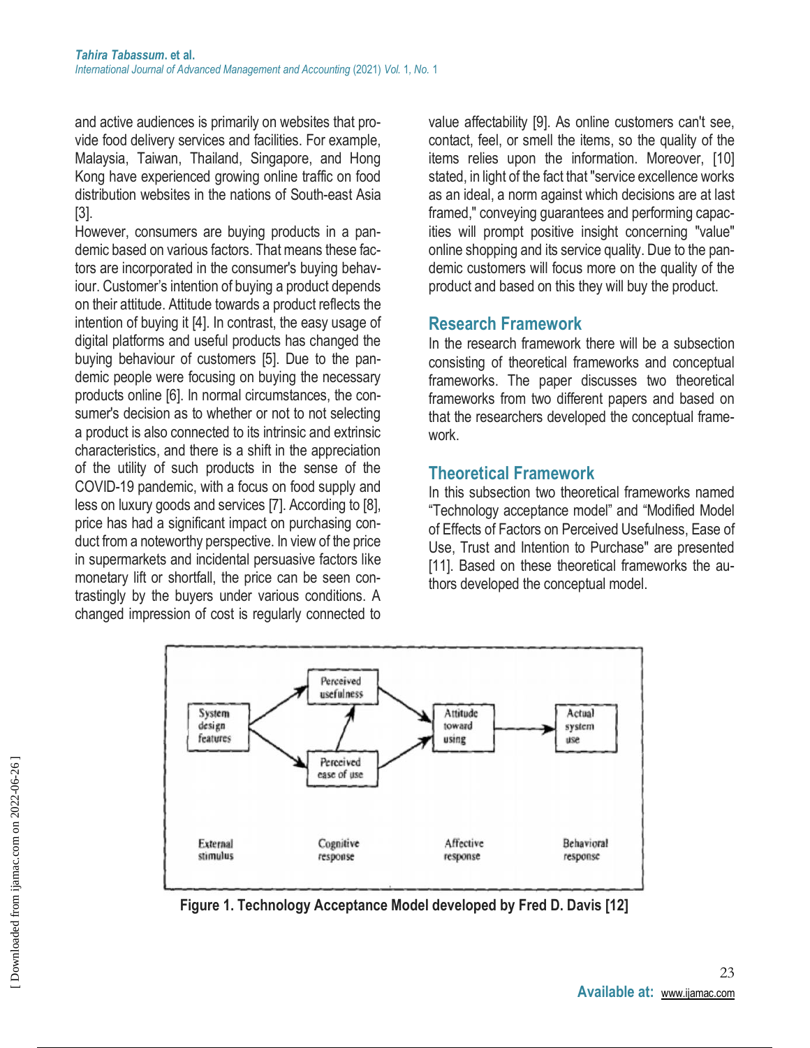and active audiences is primarily on websites that provide food delivery services and facilities. For example, Malaysia, Taiwan, Thailand, Singapore, and Hong Kong have experienced growing online traffic on food distribution websites in the nations of South-east Asia [3].

However, consumers are buying products in a pandemic based on various factors. That means these factors are incorporated in the consumer's buying behaviour. Customer's intention of buying a product depends on their attitude. Attitude towards a product reflects the intention of buying it [4]. In contrast, the easy usage of digital platforms and useful products has changed the buying behaviour of customers [5]. Due to the pandemic people were focusing on buying the necessary products online [6]. In normal circumstances, the consumer's decision as to whether or not to not selecting a product is also connected to its intrinsic and extrinsic characteristics, and there is a shift in the appreciation of the utility of such products in the sense of the COVID-19 pandemic, with a focus on food supply and less on luxury goods and services [7]. According to [8], price has had a significant impact on purchasing conduct from a noteworthy perspective. In view of the price in supermarkets and incidental persuasive factors like monetary lift or shortfall, the price can be seen contrastingly by the buyers under various conditions. A changed impression of cost is regularly connected to value affectability [9]. As online customers can't see, contact, feel, or smell the items, so the quality of the items relies upon the information. Moreover, [10] stated, in light of the fact that "service excellence works as an ideal, a norm against which decisions are at last framed," conveying guarantees and performing capacities will prompt positive insight concerning "value" online shopping and its service quality. Due to the pandemic customers will focus more on the quality of the product and based on this they will buy the product.

## Research Framework

In the research framework there will be a subsection consisting of theoretical frameworks and conceptual frameworks. The paper discusses two theoretical frameworks from two different papers and based on that the researchers developed the conceptual framework.

## Theoretical Framework

In this subsection two theoretical frameworks named "Technology acceptance model" and "Modified Model of Effects of Factors on Perceived Usefulness, Ease of Use, Trust and Intention to Purchase" are presented [11]. Based on these theoretical frameworks the authors developed the conceptual model.

**Figure 1. Technology Acceptance Model developed by Fred D. Davis [12]**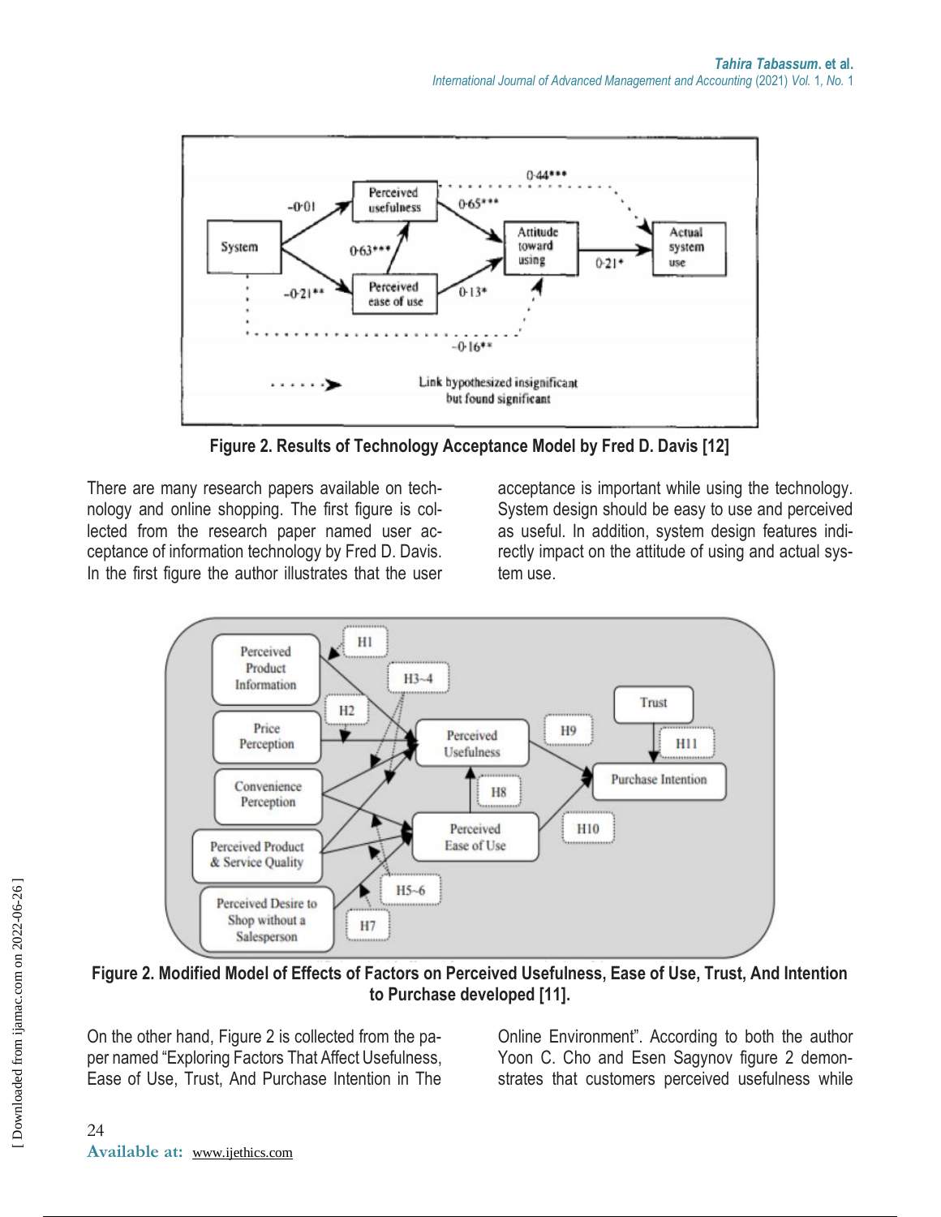Figure 2. Results of Technology Acceptance Model by Fred D. Davis [12]

There are many research papers available on technology and online shopping. The first figure is collected from the research paper named user acceptance of information technology by Fred D. Davis. In the first figure the author illustrates that the user acceptance is important while using the technology. System design should be easy to use and perceived as useful. In addition, system design features indirectly impact on the attitude of using and actual system use.

Figure 2. Modified Model of Effects of Factors on Perceived Usefulness, Ease of Use, Trust, And Intention to Purchase developed [11].

On the other hand, Figure 2 is collected from the paper named "Exploring Factors That Affect Usefulness, Ease of Use, Trust, And Purchase Intention in The Online Environment". According to both the author Yoon C. Cho and Esen Sagynov figure 2 demonstrates that customers perceived usefulness while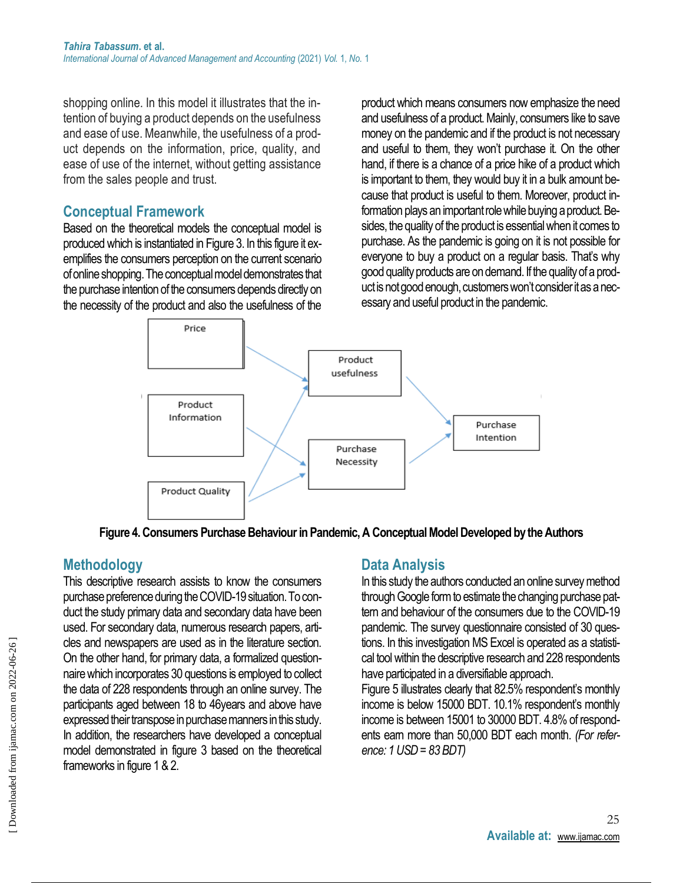shopping online. In this model it illustrates that the intention of buying a product depends on the usefulness and ease of use. Meanwhile, the usefulness of a product depends on the information, price, quality, and ease of use of the internet, without getting assistance from the sales people and trust.

## Conceptual Framework

Based on the theoretical models the conceptual model is produced which is instantiated in Figure 3. In this figure it exemplifies the consumers perception on the current scenario of online shopping. The conceptual model demonstrates that the purchase intention of the consumers depends directly on the necessity of the product and also the usefulness of the product which means consumers now emphasize the need and usefulness of a product. Mainly, consumers like to save money on the pandemic and if the product is not necessary and useful to them, they won't purchase it. On the other hand, if there is a chance of a price hike of a product which is important to them, they would buy it in a bulk amount because that product is useful to them. Moreover, product information plays an important role while buying a product. Besides, the quality of the product is essential when it comes to purchase. As the pandemic is going on it is not possible for everyone to buy a product on a regular basis. That's why good quality products are on demand. If the quality of a product is not good enough, customers won't consider it as a necessary and useful product in the pandemic.

Price → Product usefulness

Product Information → Purchase Necessity

Product Quality → Product usefulness

Product Quality → Purchase Necessity

Product usefulness → Purchase Intention

Purchase Necessity → Purchase Intention

**Figure 4. Consumers Purchase Behaviour in Pandemic, A Conceptual Model Developed by the Authors**

## Methodology

This descriptive research assists to know the consumers purchase preference during the COVID-19 situation. To conduct the study primary data and secondary data have been used. For secondary data, numerous research papers, articles and newspapers are used as in the literature section. On the other hand, for primary data, a formalized questionnaire which incorporates 30 questions is employed to collect the data of 228 respondents through an online survey. The participants aged between 18 to 46years and above have expressed their transpose in purchase manners in this study. In addition, the researchers have developed a conceptual model demonstrated in figure 3 based on the theoretical frameworks in figure 1 & 2.

## Data Analysis

In this study the authors conducted an online survey method through Google form to estimate the changing purchase pattern and behaviour of the consumers due to the COVID-19 pandemic. The survey questionnaire consisted of 30 questions. In this investigation MS Excel is operated as a statistical tool within the descriptive research and 228 respondents have participated in a diversifiable approach.

Figure 5 illustrates clearly that 82.5% respondent's monthly income is below 15000 BDT. 10.1% respondent's monthly income is between 15001 to 30000 BDT. 4.8% of respondents earn more than 50,000 BDT each month. *(For reference: 1 USD = 83 BDT)*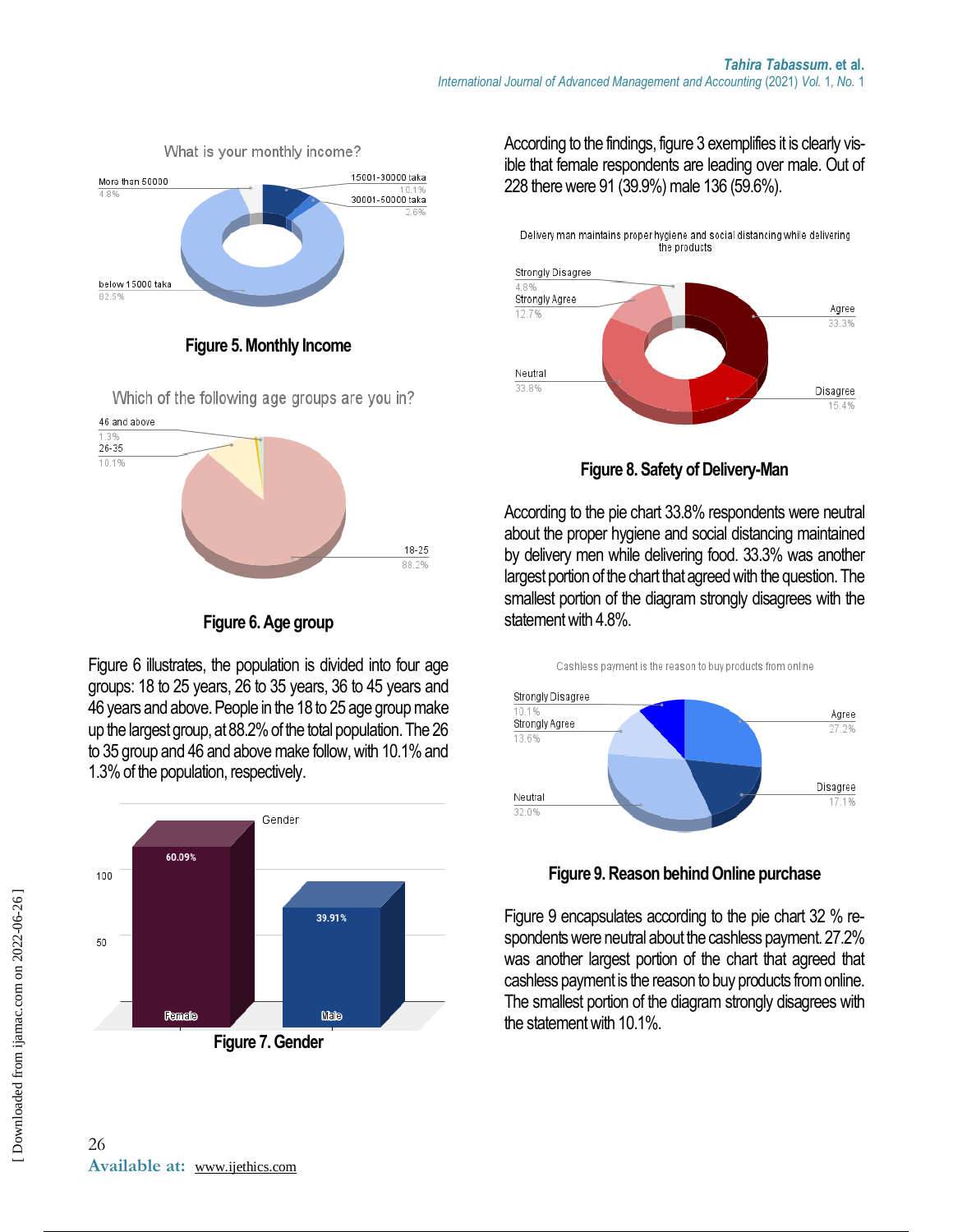**Figure 5. Monthly Income**

**Figure 6. Age group**

Figure 6 illustrates, the population is divided into four age groups: 18 to 25 years, 26 to 35 years, 36 to 45 years and 46 years and above. People in the 18 to 25 age group make up the largest group, at 88.2% of the total population. The 26 to 35 group and 46 and above make follow, with 10.1% and 1.3% of the population, respectively.

**Figure 7. Gender**

According to the findings, figure 3 exemplifies it is clearly visible that female respondents are leading over male. Out of 228 there were 91 (39.9%) male 136 (59.6%).

**Figure 8. Safety of Delivery-Man**

According to the pie chart 33.8% respondents were neutral about the proper hygiene and social distancing maintained by delivery men while delivering food. 33.3% was another largest portion of the chart that agreed with the question. The smallest portion of the diagram strongly disagrees with the statement with 4.8%.

**Figure 9. Reason behind Online purchase**

Figure 9 encapsulates according to the pie chart 32 % respondents were neutral about the cashless payment. 27.2% was another largest portion of the chart that agreed that cashless payment is the reason to buy products from online. The smallest portion of the diagram strongly disagrees with the statement with 10.1%.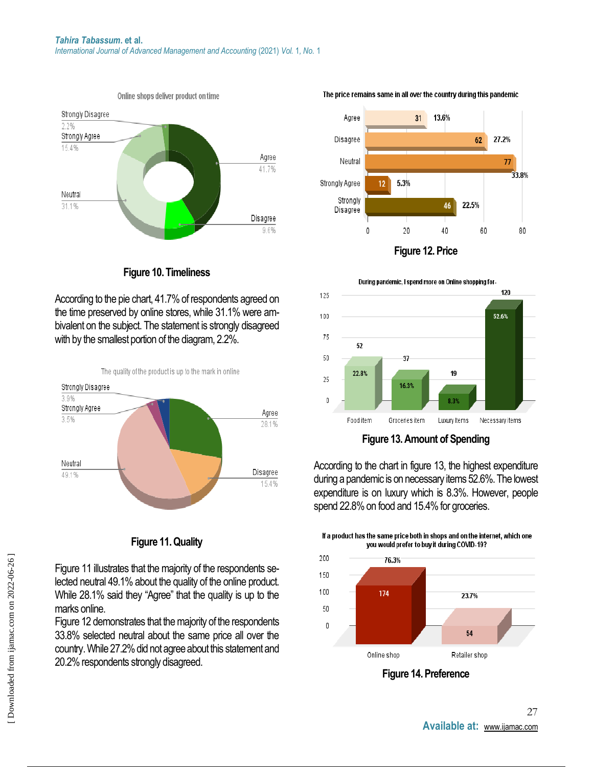**Figure 10. Timeliness**

According to the pie chart, 41.7% of respondents agreed on the time preserved by online stores, while 31.1% were ambivalent on the subject. The statement is strongly disagreed with by the smallest portion of the diagram, 2.2%.

**Figure 11. Quality**

Figure 11 illustrates that the majority of the respondents selected neutral 49.1% about the quality of the online product. While 28.1% said they "Agree" that the quality is up to the marks online.

Figure 12 demonstrates that the majority of the respondents 33.8% selected neutral about the same price all over the country. While 27.2% did not agree about this statement and 20.2% respondents strongly disagreed.

**Figure 12. Price**

**Figure 13. Amount of Spending**

According to the chart in figure 13, the highest expenditure during a pandemic is on necessary items 52.6%. The lowest expenditure is on luxury which is 8.3%. However, people spend 22.8% on food and 15.4% for groceries.

**Figure 14. Preference**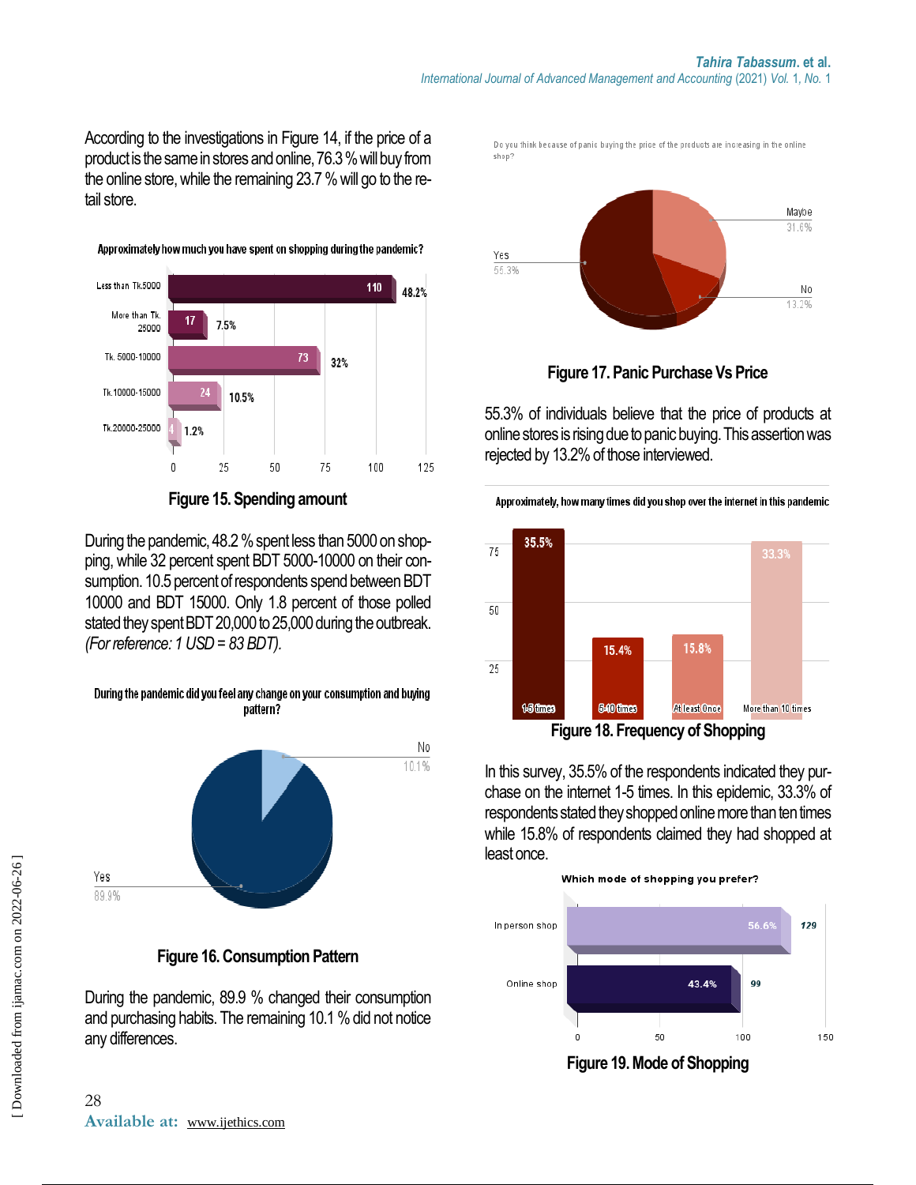According to the investigations in Figure 14, if the price of a product is the same in stores and online, 76.3 % will buy from the online store, while the remaining 23.7 % will go to the retail store.

Approximately how much you have spent on shopping during the pandemic?

| Amount | Count | Percent |
|---|---|---|
| Less than Tk.5000 | 110 | 48.2% |
| More than Tk. 25000 | 17 | 7.5% |
| Tk. 5000-10000 | 73 | 32% |
| Tk.10000-15000 | 24 | 10.5% |
| Tk.20000-25000 | 4 | 1.2% |

**Figure 15. Spending amount**

During the pandemic, 48.2 % spent less than 5000 on shopping, while 32 percent spent BDT 5000-10000 on their consumption. 10.5 percent of respondents spend between BDT 10000 and BDT 15000. Only 1.8 percent of those polled stated they spent BDT 20,000 to 25,000 during the outbreak. *(For reference: 1 USD = 83 BDT).*

During the pandemic did you feel any change on your consumption and buying pattern?

| Response | Percent |
|---|---|
| Yes | 89.9% |
| No | 10.1% |

**Figure 16. Consumption Pattern**

During the pandemic, 89.9 % changed their consumption and purchasing habits. The remaining 10.1 % did not notice any differences.

Do you think because of panic buying the price of the products are increasing in the online shop?

| Response | Percent |
|---|---|
| Yes | 55.3% |
| Maybe | 31.6% |
| No | 13.2% |

**Figure 17. Panic Purchase Vs Price**

55.3% of individuals believe that the price of products at online stores is rising due to panic buying. This assertion was rejected by 13.2% of those interviewed.

Approximately, how many times did you shop over the internet in this pandemic

| Frequency | Percent |
|---|---|
| 1-5 times | 35.5% |
| 6-10 times | 15.4% |
| At least Once | 15.8% |
| More than 10 times | 33.3% |

**Figure 18. Frequency of Shopping**

In this survey, 35.5% of the respondents indicated they purchase on the internet 1-5 times. In this epidemic, 33.3% of respondents stated they shopped online more than ten times while 15.8% of respondents claimed they had shopped at least once.

Which mode of shopping you prefer?

| Mode | Count | Percent |
|---|---|---|
| In person shop | 129 | 56.6% |
| Online shop | 99 | 43.4% |

**Figure 19. Mode of Shopping**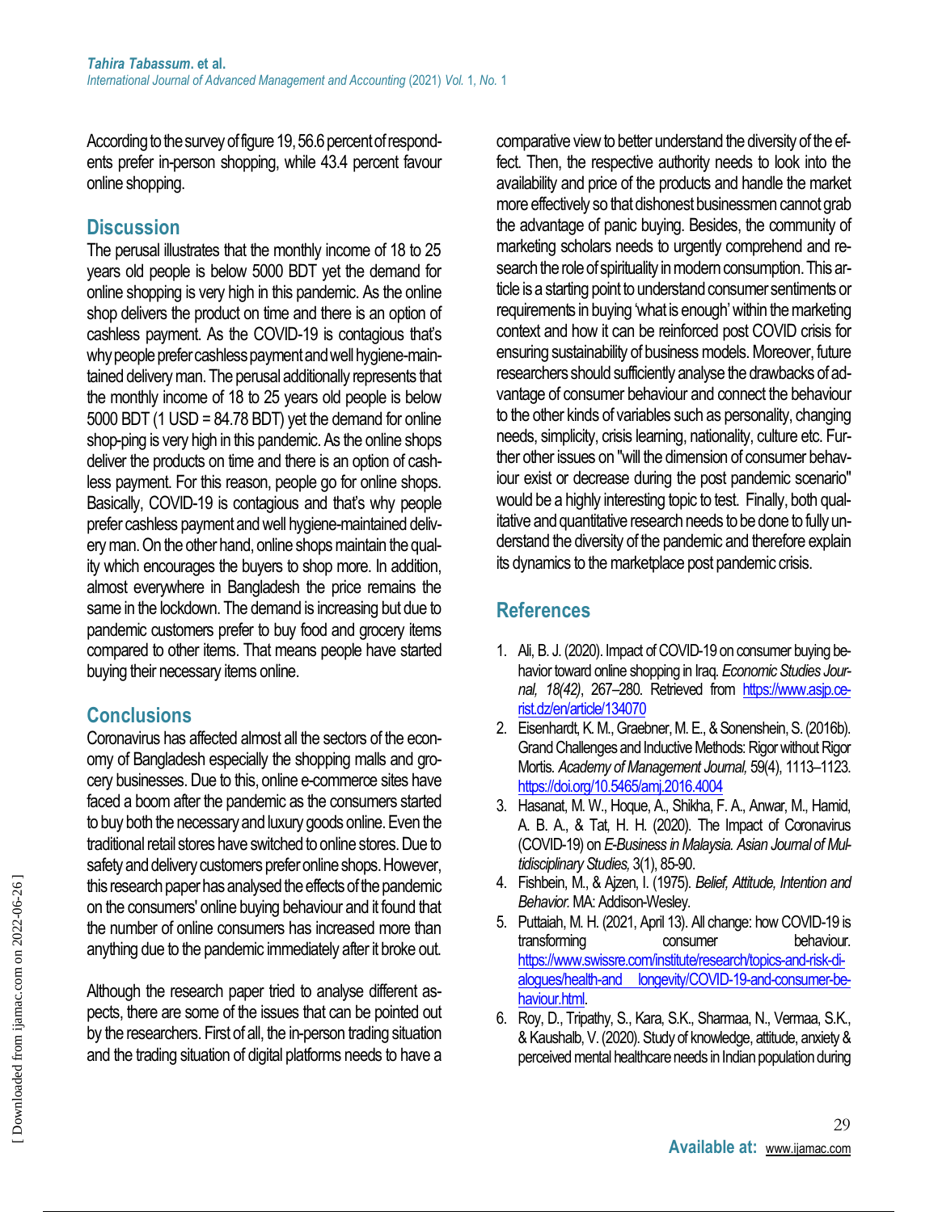According to the survey of figure 19, 56.6 percent of respondents prefer in-person shopping, while 43.4 percent favour online shopping.

## Discussion

The perusal illustrates that the monthly income of 18 to 25 years old people is below 5000 BDT yet the demand for online shopping is very high in this pandemic. As the online shop delivers the product on time and there is an option of cashless payment. As the COVID-19 is contagious that's why people prefer cashless payment and well hygiene-maintained delivery man. The perusal additionally represents that the monthly income of 18 to 25 years old people is below 5000 BDT (1 USD = 84.78 BDT) yet the demand for online shop-ping is very high in this pandemic. As the online shops deliver the products on time and there is an option of cashless payment. For this reason, people go for online shops. Basically, COVID-19 is contagious and that's why people prefer cashless payment and well hygiene-maintained delivery man. On the other hand, online shops maintain the quality which encourages the buyers to shop more. In addition, almost everywhere in Bangladesh the price remains the same in the lockdown. The demand is increasing but due to pandemic customers prefer to buy food and grocery items compared to other items. That means people have started buying their necessary items online.

## Conclusions

Coronavirus has affected almost all the sectors of the economy of Bangladesh especially the shopping malls and grocery businesses. Due to this, online e-commerce sites have faced a boom after the pandemic as the consumers started to buy both the necessary and luxury goods online. Even the traditional retail stores have switched to online stores. Due to safety and delivery customers prefer online shops. However, this research paper has analysed the effects of the pandemic on the consumers' online buying behaviour and it found that the number of online consumers has increased more than anything due to the pandemic immediately after it broke out.

Although the research paper tried to analyse different aspects, there are some of the issues that can be pointed out by the researchers. First of all, the in-person trading situation and the trading situation of digital platforms needs to have a comparative view to better understand the diversity of the effect. Then, the respective authority needs to look into the availability and price of the products and handle the market more effectively so that dishonest businessmen cannot grab the advantage of panic buying. Besides, the community of marketing scholars needs to urgently comprehend and research the role of spirituality in modern consumption. This article is a starting point to understand consumer sentiments or requirements in buying 'what is enough' within the marketing context and how it can be reinforced post COVID crisis for ensuring sustainability of business models. Moreover, future researchers should sufficiently analyse the drawbacks of advantage of consumer behaviour and connect the behaviour to the other kinds of variables such as personality, changing needs, simplicity, crisis learning, nationality, culture etc. Further other issues on "will the dimension of consumer behaviour exist or decrease during the post pandemic scenario" would be a highly interesting topic to test. Finally, both qualitative and quantitative research needs to be done to fully understand the diversity of the pandemic and therefore explain its dynamics to the marketplace post pandemic crisis.

## References

1. Ali, B. J. (2020). Impact of COVID-19 on consumer buying behavior toward online shopping in Iraq. *Economic Studies Journal, 18(42)*, 267–280. Retrieved from https://www.asjp.cerist.dz/en/article/134070
2. Eisenhardt, K. M., Graebner, M. E., & Sonenshein, S. (2016b). Grand Challenges and Inductive Methods: Rigor without Rigor Mortis. *Academy of Management Journal,* 59(4), 1113–1123. https://doi.org/10.5465/amj.2016.4004
3. Hasanat, M. W., Hoque, A., Shikha, F. A., Anwar, M., Hamid, A. B. A., & Tat, H. H. (2020). The Impact of Coronavirus (COVID-19) on *E-Business in Malaysia. Asian Journal of Multidisciplinary Studies,* 3(1), 85-90.
4. Fishbein, M., & Ajzen, I. (1975). *Belief, Attitude, Intention and Behavior.* MA: Addison-Wesley.
5. Puttaiah, M. H. (2021, April 13). All change: how COVID-19 is transforming consumer behaviour. https://www.swissre.com/institute/research/topics-and-risk-dialogues/health-and longevity/COVID-19-and-consumer-behaviour.html.
6. Roy, D., Tripathy, S., Kara, S.K., Sharmaa, N., Vermaa, S.K., & Kaushalb, V. (2020). Study of knowledge, attitude, anxiety & perceived mental healthcare needs in Indian population during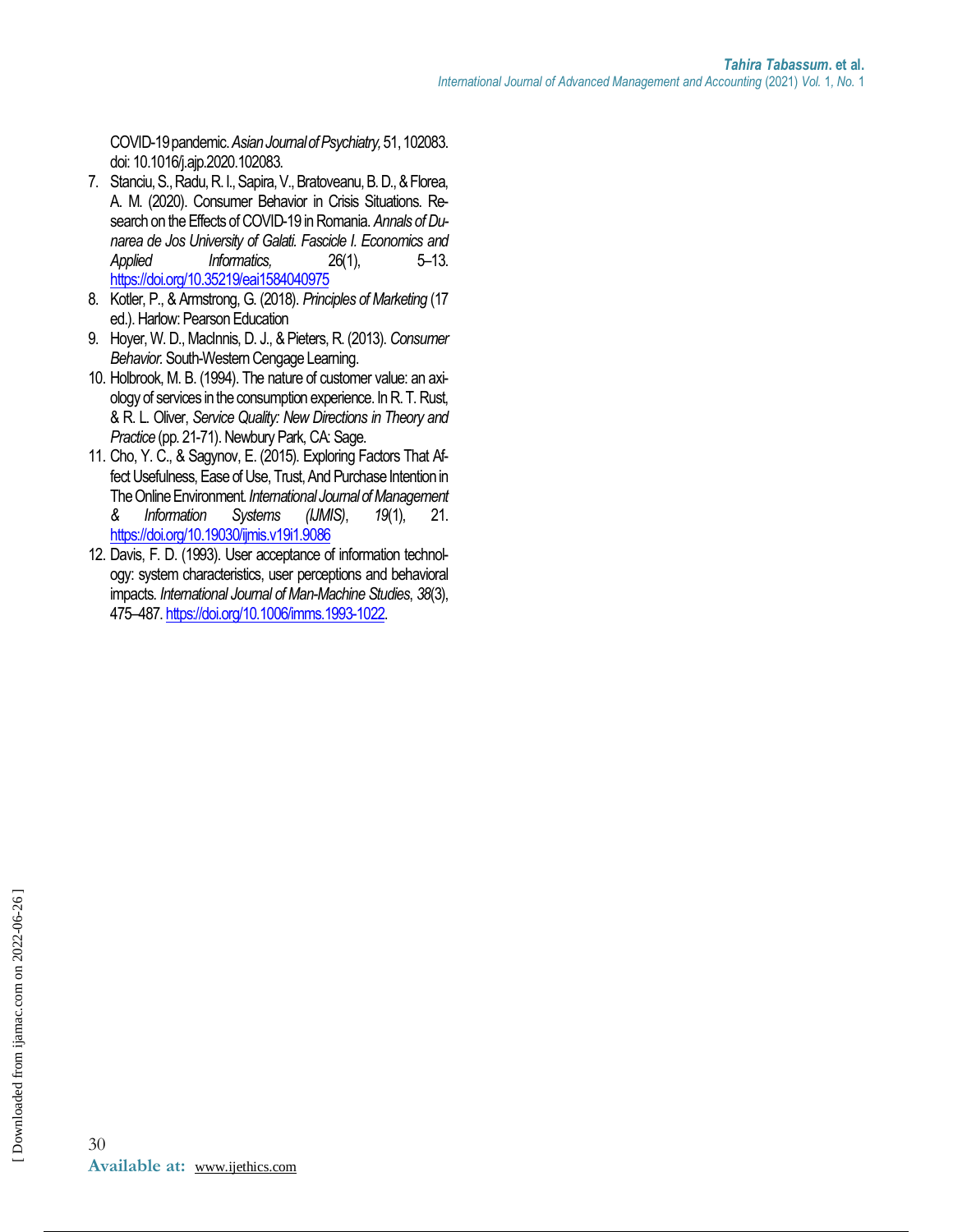COVID-19 pandemic. *Asian Journal of Psychiatry,* 51, 102083. doi: 10.1016/j.ajp.2020.102083.

7. Stanciu, S., Radu, R. I., Sapira, V., Bratoveanu, B. D., & Florea, A. M. (2020). Consumer Behavior in Crisis Situations. Research on the Effects of COVID-19 in Romania. *Annals of Dunarea de Jos University of Galati. Fascicle I. Economics and Applied Informatics,* 26(1), 5–13. https://doi.org/10.35219/eai1584040975
8. Kotler, P., & Armstrong, G. (2018). *Principles of Marketing* (17 ed.). Harlow: Pearson Education
9. Hoyer, W. D., MacInnis, D. J., & Pieters, R. (2013). *Consumer Behavior.* South-Western Cengage Learning.
10. Holbrook, M. B. (1994). The nature of customer value: an axiology of services in the consumption experience. In R. T. Rust, & R. L. Oliver, *Service Quality: New Directions in Theory and Practice* (pp. 21-71). Newbury Park, CA: Sage.
11. Cho, Y. C., & Sagynov, E. (2015). Exploring Factors That Affect Usefulness, Ease of Use, Trust, And Purchase Intention in The Online Environment. *International Journal of Management & Information Systems (IJMIS)*, *19*(1), 21. https://doi.org/10.19030/ijmis.v19i1.9086
12. Davis, F. D. (1993). User acceptance of information technology: system characteristics, user perceptions and behavioral impacts. *International Journal of Man-Machine Studies*, *38*(3), 475–487. https://doi.org/10.1006/imms.1993-1022.